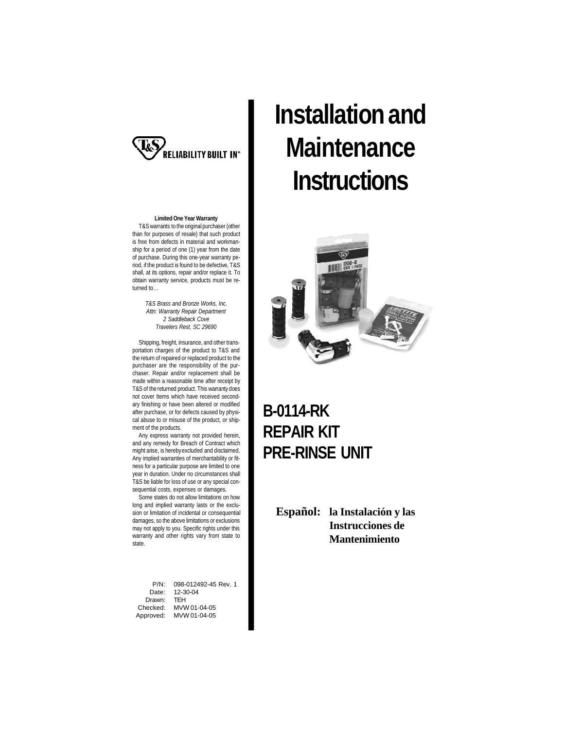T&S RELIABILITY BUILT IN™

# Installation and Maintenance Instructions

## B-0114-RK
## REPAIR KIT
## PRE-RINSE UNIT

**Español: la Instalación y las Instrucciones de Mantenimiento**

**Limited One Year Warranty**

T&S warrants to the original purchaser (other than for purposes of resale) that such product is free from defects in material and workmanship for a period of one (1) year from the date of purchase. During this one-year warranty period, if the product is found to be defective, T&S shall, at its options, repair and/or replace it. To obtain warranty service, products must be returned to…

*T&S Brass and Bronze Works, Inc.*
*Attn: Warranty Repair Department*
*2 Saddleback Cove*
*Travelers Rest, SC 29690*

Shipping, freight, insurance, and other transportation charges of the product to T&S and the return of repaired or replaced product to the purchaser are the responsibility of the purchaser. Repair and/or replacement shall be made within a reasonable time after receipt by T&S of the returned product. This warranty does not cover Items which have received secondary finishing or have been altered or modified after purchase, or for defects caused by physical abuse to or misuse of the product, or shipment of the products.

Any express warranty not provided herein, and any remedy for Breach of Contract which might arise, is hereby excluded and disclaimed. Any implied warranties of merchantability or fitness for a particular purpose are limited to one year in duration. Under no circumstances shall T&S be liable for loss of use or any special consequential costs, expenses or damages.

Some states do not allow limitations on how long and implied warranty lasts or the exclusion or limitation of incidental or consequential damages, so the above limitations or exclusions may not apply to you. Specific rights under this warranty and other rights vary from state to state.

P/N: 098-012492-45 Rev. 1
Date: 12-30-04
Drawn: TEH
Checked: MVW 01-04-05
Approved: MVW 01-04-05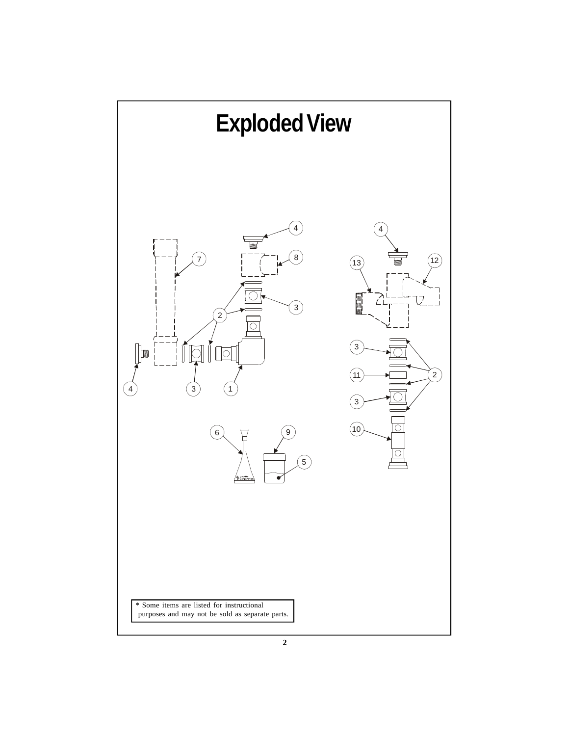# Exploded View

* Some items are listed for instructional purposes and may not be sold as separate parts.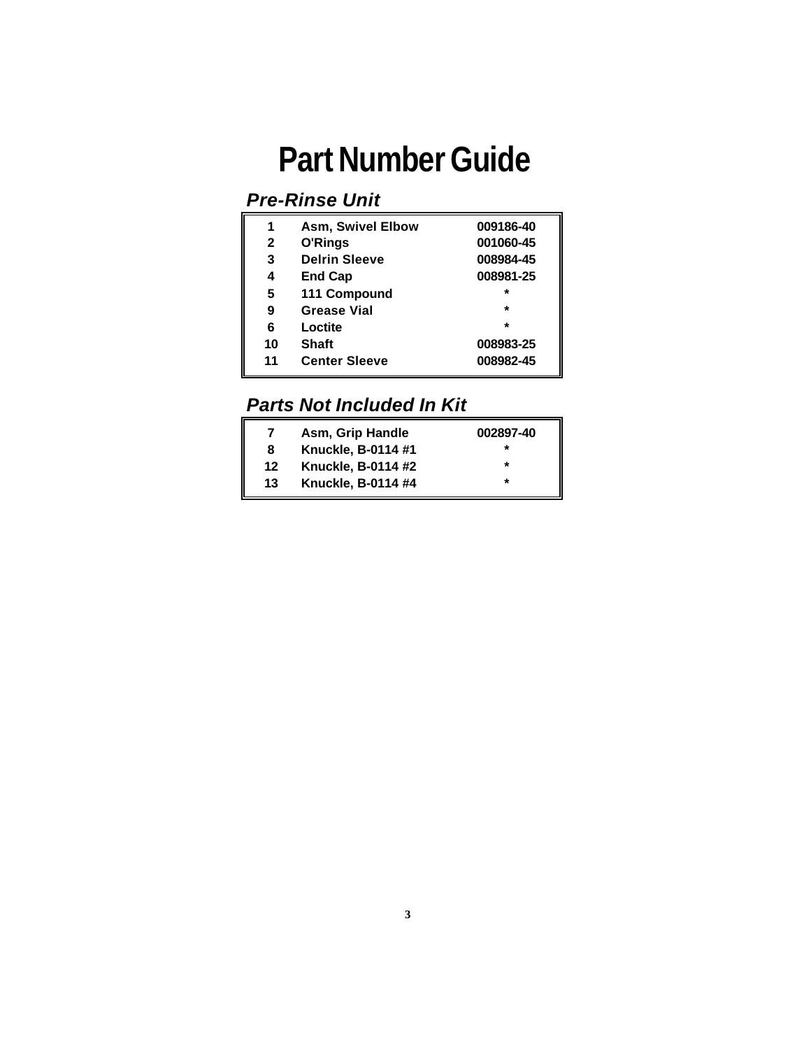# Part Number Guide

## *Pre-Rinse Unit*

| | | |
|---|---|---|
| **1** | **Asm, Swivel Elbow** | **009186-40** |
| **2** | **O'Rings** | **001060-45** |
| **3** | **Delrin Sleeve** | **008984-45** |
| **4** | **End Cap** | **008981-25** |
| **5** | **111 Compound** | * |
| **9** | **Grease Vial** | * |
| **6** | **Loctite** | * |
| **10** | **Shaft** | **008983-25** |
| **11** | **Center Sleeve** | **008982-45** |

## *Parts Not Included In Kit*

| | | |
|---|---|---|
| **7** | **Asm, Grip Handle** | **002897-40** |
| **8** | **Knuckle, B-0114 #1** | * |
| **12** | **Knuckle, B-0114 #2** | * |
| **13** | **Knuckle, B-0114 #4** | * |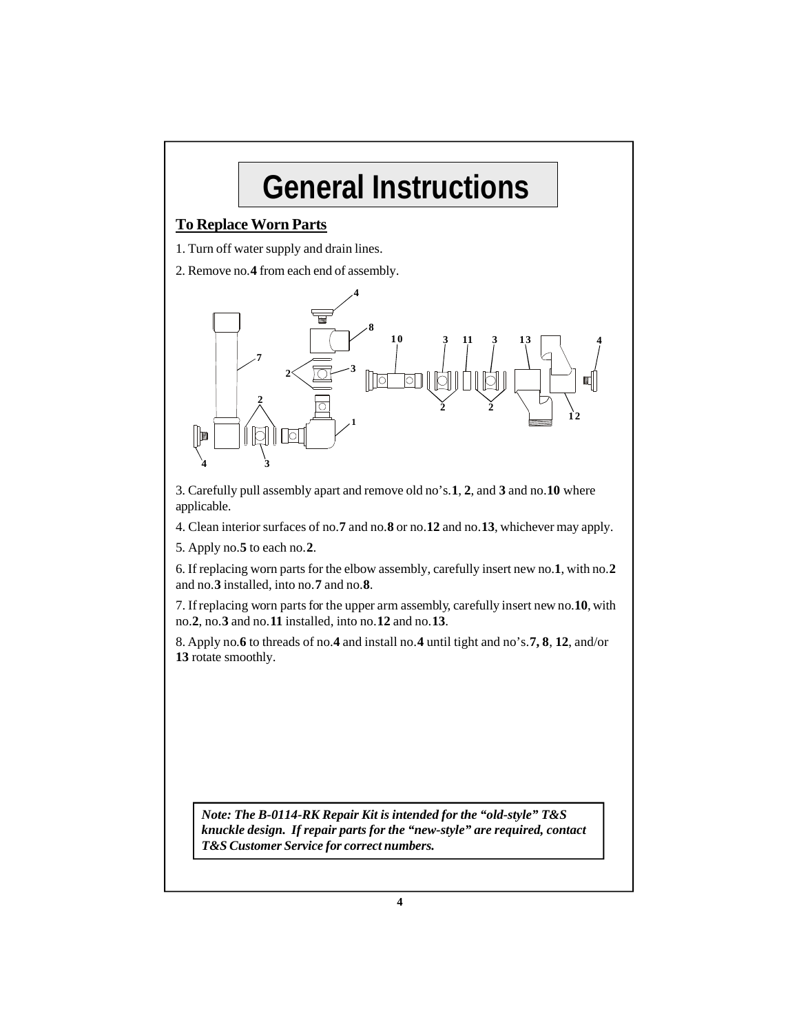# General Instructions

## To Replace Worn Parts

1. Turn off water supply and drain lines.

2. Remove no.**4** from each end of assembly.

3. Carefully pull assembly apart and remove old no's.**1**, **2**, and **3** and no.**10** where applicable.

4. Clean interior surfaces of no.**7** and no.**8** or no.**12** and no.**13**, whichever may apply.

5. Apply no.**5** to each no.**2**.

6. If replacing worn parts for the elbow assembly, carefully insert new no.**1**, with no.**2** and no.**3** installed, into no.**7** and no.**8**.

7. If replacing worn parts for the upper arm assembly, carefully insert new no.**10**, with no.**2**, no.**3** and no.**11** installed, into no.**12** and no.**13**.

8. Apply no.**6** to threads of no.**4** and install no.**4** until tight and no's.**7, 8**, **12**, and/or **13** rotate smoothly.

***Note: The B-0114-RK Repair Kit is intended for the "old-style" T&S knuckle design. If repair parts for the "new-style" are required, contact T&S Customer Service for correct numbers.***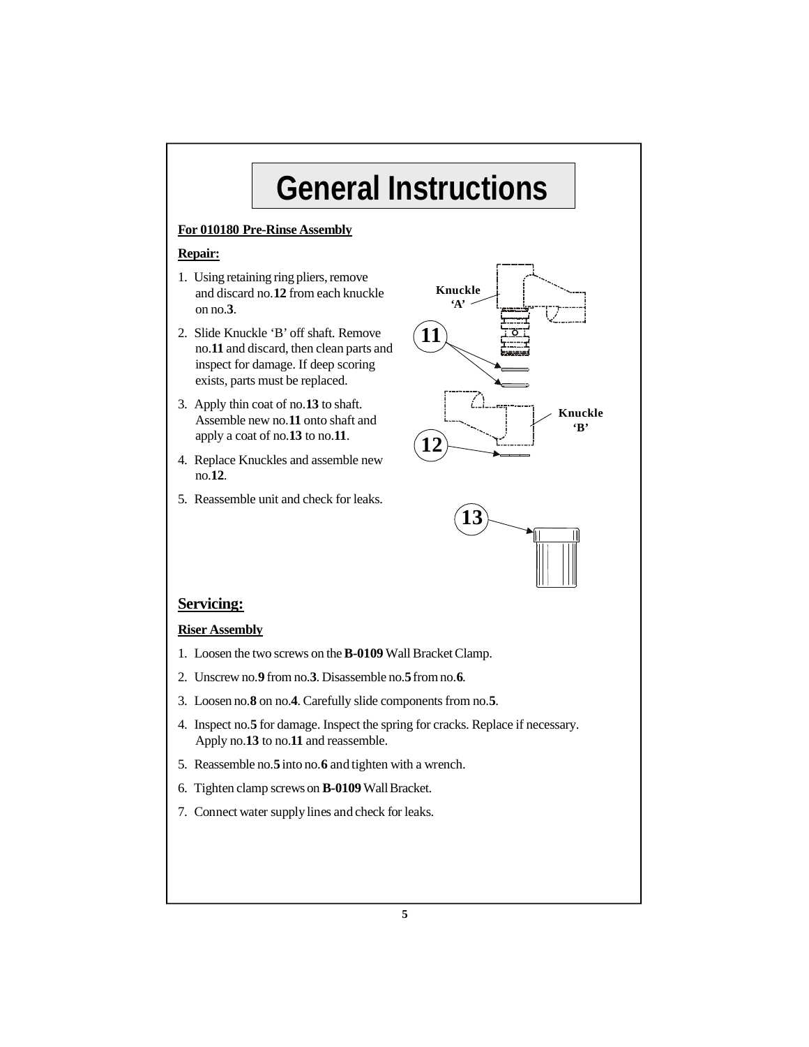# General Instructions

**For 010180 Pre-Rinse Assembly**

**Repair:**

1. Using retaining ring pliers, remove and discard no.**12** from each knuckle on no.**3**.
2. Slide Knuckle 'B' off shaft. Remove no.**11** and discard, then clean parts and inspect for damage. If deep scoring exists, parts must be replaced.
3. Apply thin coat of no.**13** to shaft. Assemble new no.**11** onto shaft and apply a coat of no.**13** to no.**11**.
4. Replace Knuckles and assemble new no.**12**.
5. Reassemble unit and check for leaks.

Knuckle 'A'

11

Knuckle 'B'

12

13

## Servicing:

**Riser Assembly**

1. Loosen the two screws on the **B-0109** Wall Bracket Clamp.
2. Unscrew no.**9** from no.**3**. Disassemble no.**5** from no.**6**.
3. Loosen no.**8** on no.**4**. Carefully slide components from no.**5**.
4. Inspect no.**5** for damage. Inspect the spring for cracks. Replace if necessary. Apply no.**13** to no.**11** and reassemble.
5. Reassemble no.**5** into no.**6** and tighten with a wrench.
6. Tighten clamp screws on **B-0109** Wall Bracket.
7. Connect water supply lines and check for leaks.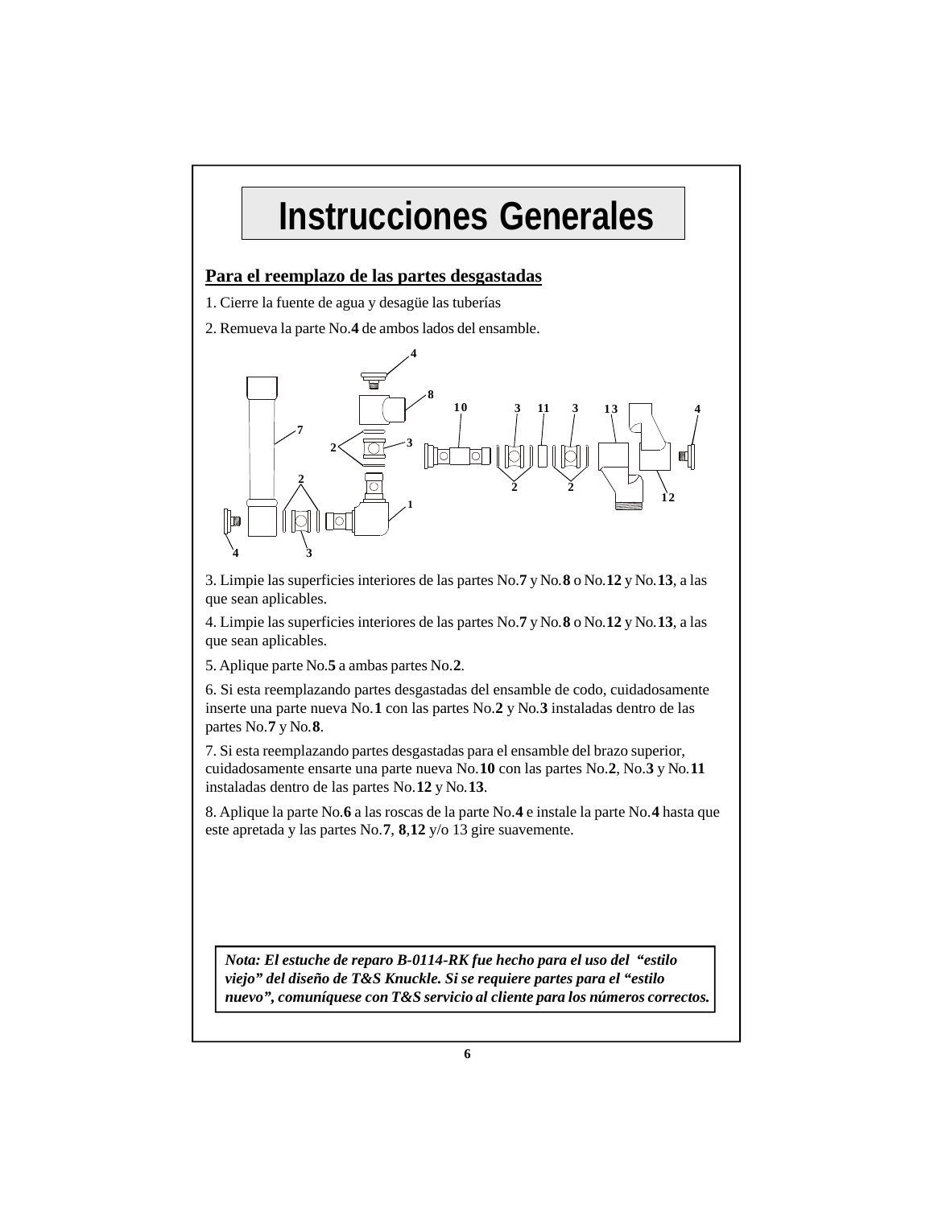# Instrucciones Generales

## Para el reemplazo de las partes desgastadas

1. Cierre la fuente de agua y desagüe las tuberías

2. Remueva la parte No.**4** de ambos lados del ensamble.

3. Limpie las superficies interiores de las partes No.**7** y No.**8** o No.**12** y No.**13**, a las que sean aplicables.

4. Limpie las superficies interiores de las partes No.**7** y No.**8** o No.**12** y No.**13**, a las que sean aplicables.

5. Aplique parte No.**5** a ambas partes No.**2**.

6. Si esta reemplazando partes desgastadas del ensamble de codo, cuidadosamente inserte una parte nueva No.**1** con las partes No.**2** y No.**3** instaladas dentro de las partes No.**7** y No.**8**.

7. Si esta reemplazando partes desgastadas para el ensamble del brazo superior, cuidadosamente ensarte una parte nueva No.**10** con las partes No.**2**, No.**3** y No.**11** instaladas dentro de las partes No.**12** y No.**13**.

8. Aplique la parte No.**6** a las roscas de la parte No.**4** e instale la parte No.**4** hasta que este apretada y las partes No.**7**, **8**,**12** y/o 13 gire suavemente.

***Nota: El estuche de reparo B-0114-RK fue hecho para el uso del "estilo viejo" del diseño de T&S Knuckle. Si se requiere partes para el "estilo nuevo", comuníquese con T&S servicio al cliente para los números correctos.***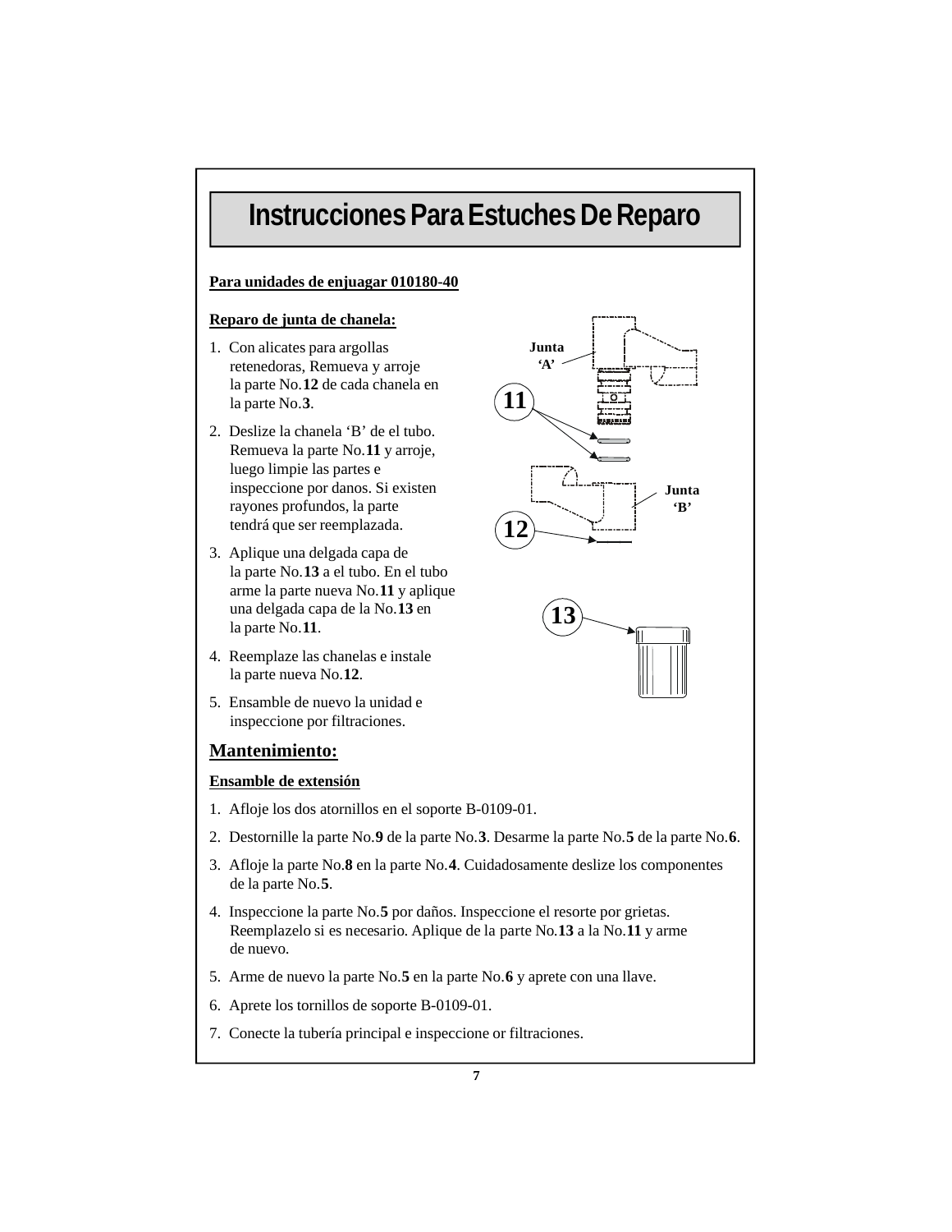# Instrucciones Para Estuches De Reparo

**Para unidades de enjuagar 010180-40**

**Reparo de junta de chanela:**

1. Con alicates para argollas retenedoras, Remueva y arroje la parte No.**12** de cada chanela en la parte No.**3**.
2. Deslize la chanela 'B' de el tubo. Remueva la parte No.**11** y arroje, luego limpie las partes e inspeccione por danos. Si existen rayones profundos, la parte tendrá que ser reemplazada.
3. Aplique una delgada capa de la parte No.**13** a el tubo. En el tubo arme la parte nueva No.**11** y aplique una delgada capa de la No.**13** en la parte No.**11**.
4. Reemplaze las chanelas e instale la parte nueva No.**12**.
5. Ensamble de nuevo la unidad e inspeccione por filtraciones.

Junta 'A'

11

Junta 'B'

12

13

## Mantenimiento:

**Ensamble de extensión**

1. Afloje los dos atornillos en el soporte B-0109-01.
2. Destornille la parte No.**9** de la parte No.**3**. Desarme la parte No.**5** de la parte No.**6**.
3. Afloje la parte No.**8** en la parte No.**4**. Cuidadosamente deslize los componentes de la parte No.**5**.
4. Inspeccione la parte No.**5** por daños. Inspeccione el resorte por grietas. Reemplazelo si es necesario. Aplique de la parte No.**13** a la No.**11** y arme de nuevo.
5. Arme de nuevo la parte No.**5** en la parte No.**6** y aprete con una llave.
6. Aprete los tornillos de soporte B-0109-01.
7. Conecte la tubería principal e inspeccione or filtraciones.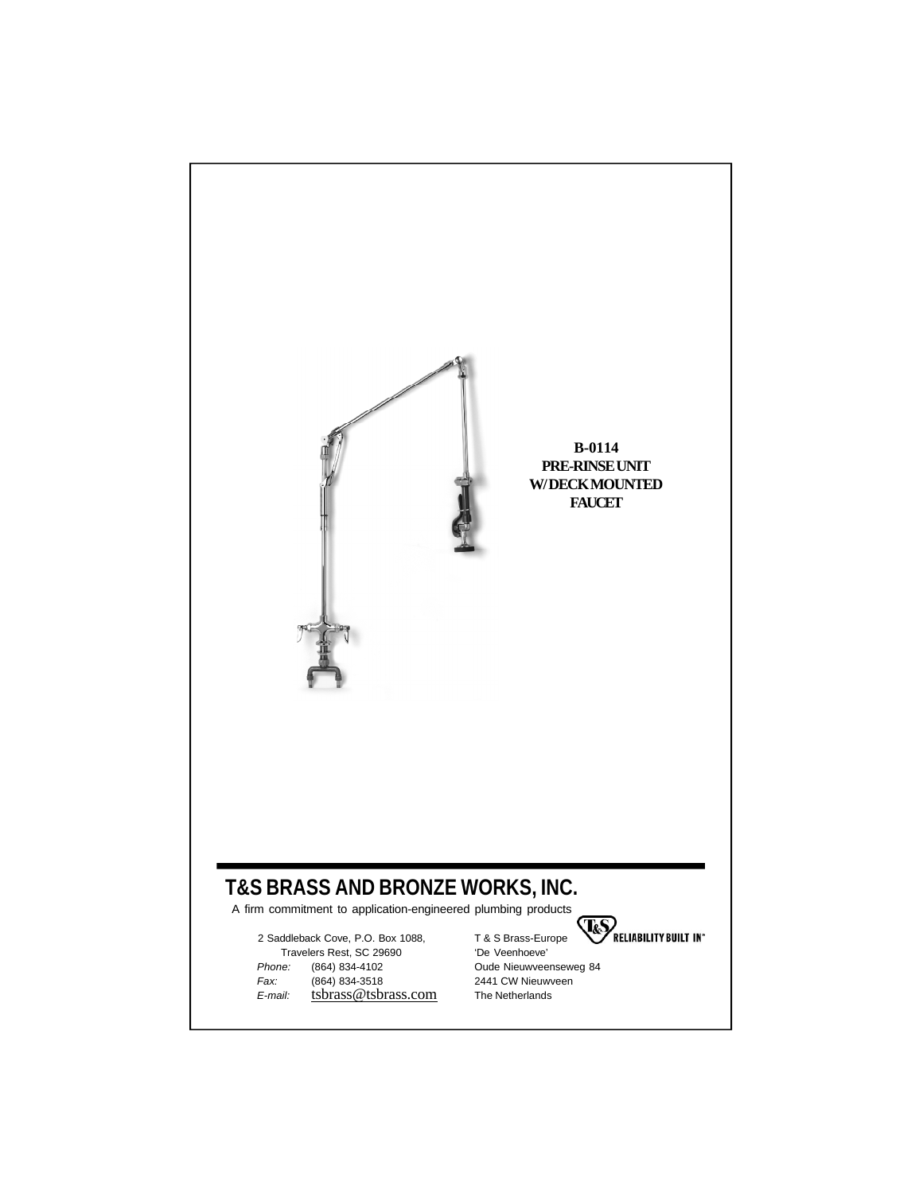**B-0114**
**PRE-RINSE UNIT**
**W/DECK MOUNTED**
**FAUCET**

# T&S BRASS AND BRONZE WORKS, INC.

A firm commitment to application-engineered plumbing products

2 Saddleback Cove, P.O. Box 1088,
Travelers Rest, SC 29690
*Phone:* (864) 834-4102
*Fax:* (864) 834-3518
*E-mail:* tsbrass@tsbrass.com

T & S Brass-Europe
'De Veenhoeve'
Oude Nieuwveenseweg 84
2441 CW Nieuwveen
The Netherlands

RELIABILITY BUILT IN™